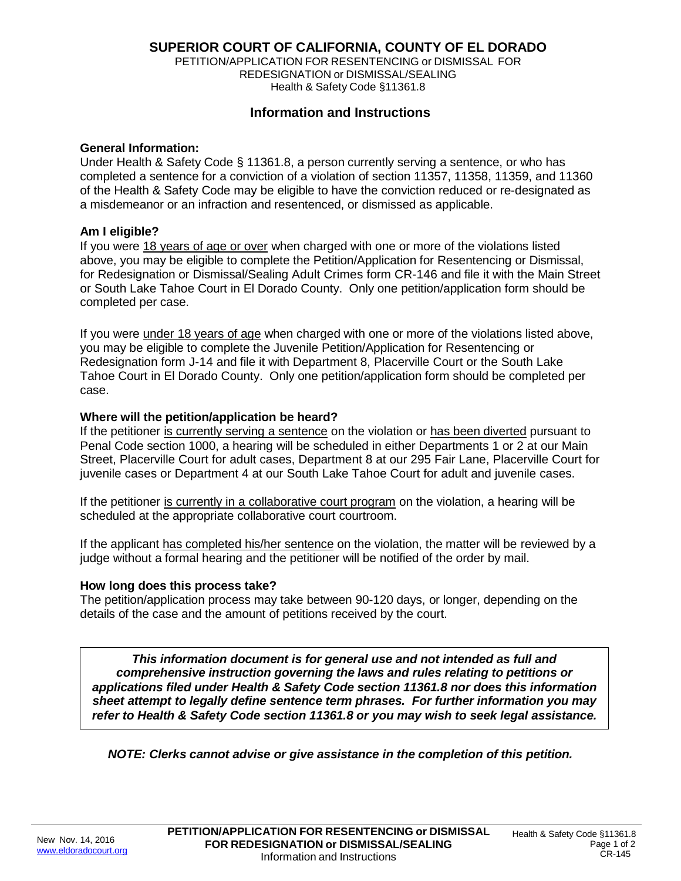# SUPERIOR COURT OF CALIFORNIA, COUNTY OF EL DORADO

PETITION/APPLICATION FOR RESENTENCING or DISMISSAL FOR REDESIGNATION or DISMISSAL/SEALING
Health & Safety Code §11361.8

## Information and Instructions

### General Information:

Under Health & Safety Code § 11361.8, a person currently serving a sentence, or who has completed a sentence for a conviction of a violation of section 11357, 11358, 11359, and 11360 of the Health & Safety Code may be eligible to have the conviction reduced or re-designated as a misdemeanor or an infraction and resentenced, or dismissed as applicable.

### Am I eligible?

If you were <u>18 years of age or over</u> when charged with one or more of the violations listed above, you may be eligible to complete the Petition/Application for Resentencing or Dismissal, for Redesignation or Dismissal/Sealing Adult Crimes form CR-146 and file it with the Main Street or South Lake Tahoe Court in El Dorado County. Only one petition/application form should be completed per case.

If you were <u>under 18 years of age</u> when charged with one or more of the violations listed above, you may be eligible to complete the Juvenile Petition/Application for Resentencing or Redesignation form J-14 and file it with Department 8, Placerville Court or the South Lake Tahoe Court in El Dorado County. Only one petition/application form should be completed per case.

### Where will the petition/application be heard?

If the petitioner <u>is currently serving a sentence</u> on the violation or <u>has been diverted</u> pursuant to Penal Code section 1000, a hearing will be scheduled in either Departments 1 or 2 at our Main Street, Placerville Court for adult cases, Department 8 at our 295 Fair Lane, Placerville Court for juvenile cases or Department 4 at our South Lake Tahoe Court for adult and juvenile cases.

If the petitioner <u>is currently in a collaborative court program</u> on the violation, a hearing will be scheduled at the appropriate collaborative court courtroom.

If the applicant <u>has completed his/her sentence</u> on the violation, the matter will be reviewed by a judge without a formal hearing and the petitioner will be notified of the order by mail.

### How long does this process take?

The petition/application process may take between 90-120 days, or longer, depending on the details of the case and the amount of petitions received by the court.

***This information document is for general use and not intended as full and comprehensive instruction governing the laws and rules relating to petitions or applications filed under Health & Safety Code section 11361.8 nor does this information sheet attempt to legally define sentence term phrases. For further information you may refer to Health & Safety Code section 11361.8 or you may wish to seek legal assistance.***

***NOTE: Clerks cannot advise or give assistance in the completion of this petition.***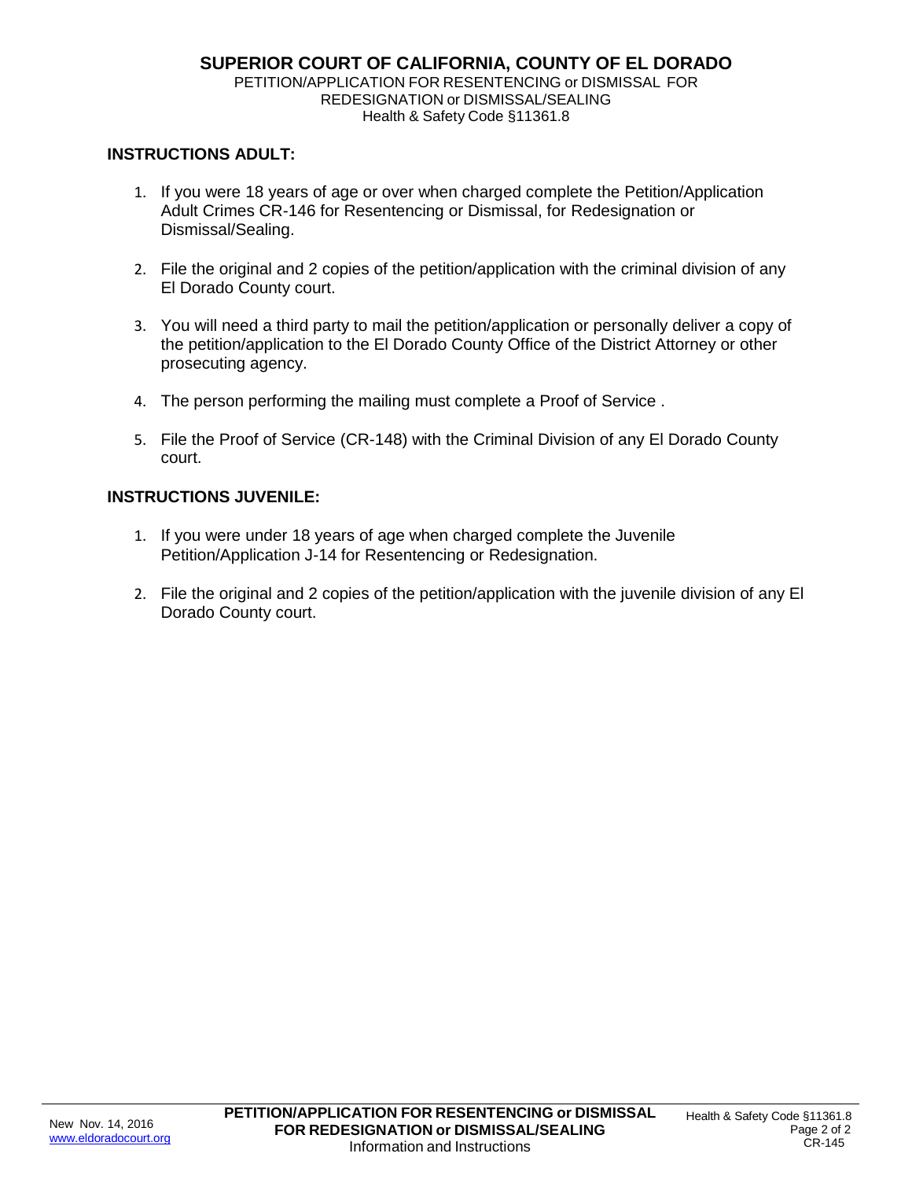# SUPERIOR COURT OF CALIFORNIA, COUNTY OF EL DORADO

PETITION/APPLICATION FOR RESENTENCING or DISMISSAL FOR REDESIGNATION or DISMISSAL/SEALING
Health & Safety Code §11361.8

## INSTRUCTIONS ADULT:

1. If you were 18 years of age or over when charged complete the Petition/Application Adult Crimes CR-146 for Resentencing or Dismissal, for Redesignation or Dismissal/Sealing.
2. File the original and 2 copies of the petition/application with the criminal division of any El Dorado County court.
3. You will need a third party to mail the petition/application or personally deliver a copy of the petition/application to the El Dorado County Office of the District Attorney or other prosecuting agency.
4. The person performing the mailing must complete a Proof of Service .
5. File the Proof of Service (CR-148) with the Criminal Division of any El Dorado County court.

## INSTRUCTIONS JUVENILE:

1. If you were under 18 years of age when charged complete the Juvenile Petition/Application J-14 for Resentencing or Redesignation.
2. File the original and 2 copies of the petition/application with the juvenile division of any El Dorado County court.